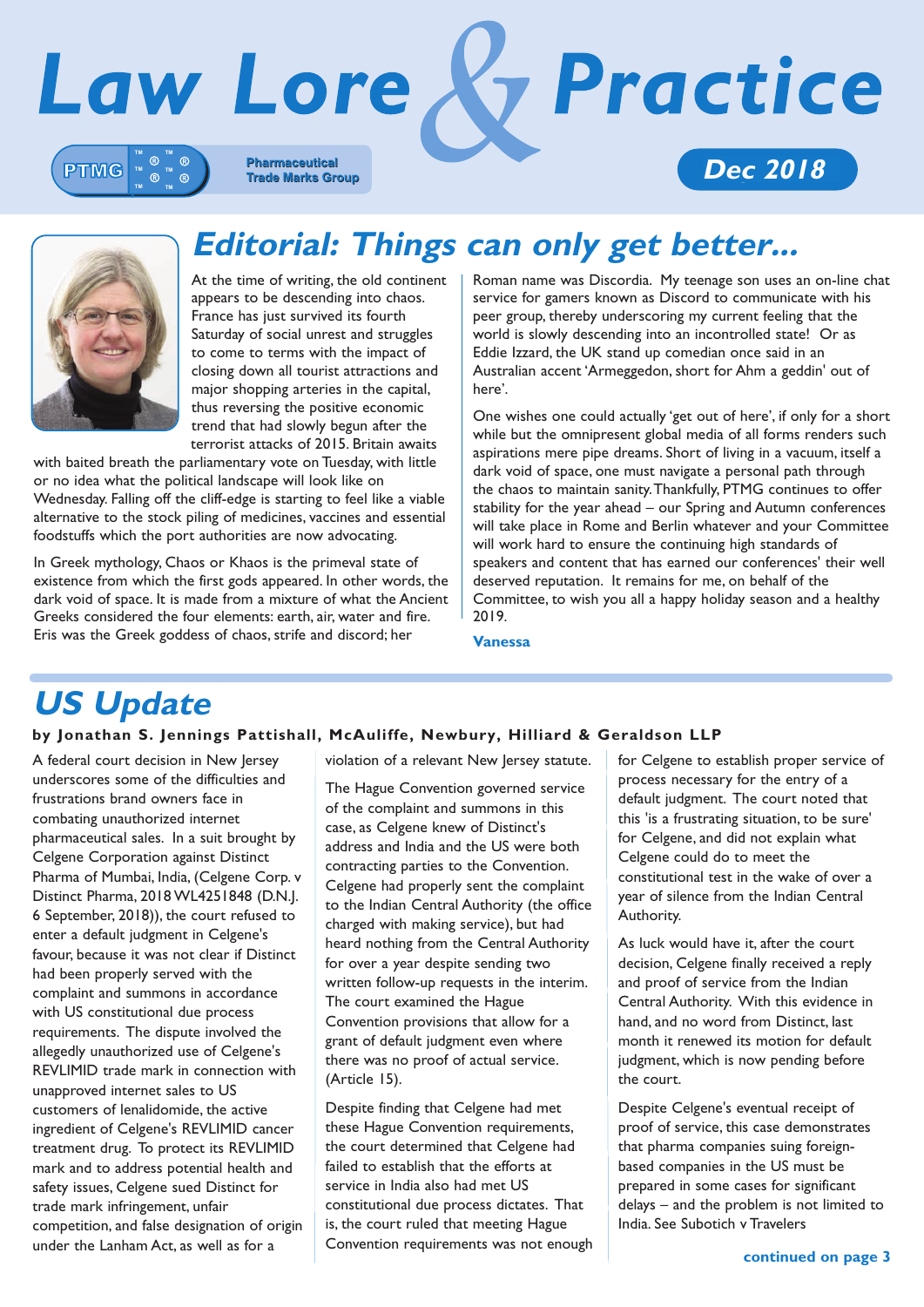# Law Lore & Practice

**PTMG** Pharmaceutical Trade Marks Group

**Dec 2018**

## Editorial: Things can only get better...

At the time of writing, the old continent appears to be descending into chaos. France has just survived its fourth Saturday of social unrest and struggles to come to terms with the impact of closing down all tourist attractions and major shopping arteries in the capital, thus reversing the positive economic trend that had slowly begun after the terrorist attacks of 2015. Britain awaits with baited breath the parliamentary vote on Tuesday, with little or no idea what the political landscape will look like on Wednesday. Falling off the cliff-edge is starting to feel like a viable alternative to the stock piling of medicines, vaccines and essential foodstuffs which the port authorities are now advocating.

In Greek mythology, Chaos or Khaos is the primeval state of existence from which the first gods appeared. In other words, the dark void of space. It is made from a mixture of what the Ancient Greeks considered the four elements: earth, air, water and fire. Eris was the Greek goddess of chaos, strife and discord; her Roman name was Discordia. My teenage son uses an on-line chat service for gamers known as Discord to communicate with his peer group, thereby underscoring my current feeling that the world is slowly descending into an incontrolled state! Or as Eddie Izzard, the UK stand up comedian once said in an Australian accent 'Armeggedon, short for Ahm a geddin' out of here'.

One wishes one could actually 'get out of here', if only for a short while but the omnipresent global media of all forms renders such aspirations mere pipe dreams. Short of living in a vacuum, itself a dark void of space, one must navigate a personal path through the chaos to maintain sanity. Thankfully, PTMG continues to offer stability for the year ahead – our Spring and Autumn conferences will take place in Rome and Berlin whatever and your Committee will work hard to ensure the continuing high standards of speakers and content that has earned our conferences' their well deserved reputation. It remains for me, on behalf of the Committee, to wish you all a happy holiday season and a healthy 2019.

**Vanessa**

## US Update

**by Jonathan S. Jennings Pattishall, McAuliffe, Newbury, Hilliard & Geraldson LLP**

A federal court decision in New Jersey underscores some of the difficulties and frustrations brand owners face in combating unauthorized internet pharmaceutical sales. In a suit brought by Celgene Corporation against Distinct Pharma of Mumbai, India, (Celgene Corp. v Distinct Pharma, 2018 WL4251848 (D.N.J. 6 September, 2018)), the court refused to enter a default judgment in Celgene's favour, because it was not clear if Distinct had been properly served with the complaint and summons in accordance with US constitutional due process requirements. The dispute involved the allegedly unauthorized use of Celgene's REVLIMID trade mark in connection with unapproved internet sales to US customers of lenalidomide, the active ingredient of Celgene's REVLIMID cancer treatment drug. To protect its REVLIMID mark and to address potential health and safety issues, Celgene sued Distinct for trade mark infringement, unfair competition, and false designation of origin under the Lanham Act, as well as for a violation of a relevant New Jersey statute.

The Hague Convention governed service of the complaint and summons in this case, as Celgene knew of Distinct's address and India and the US were both contracting parties to the Convention. Celgene had properly sent the complaint to the Indian Central Authority (the office charged with making service), but had heard nothing from the Central Authority for over a year despite sending two written follow-up requests in the interim. The court examined the Hague Convention provisions that allow for a grant of default judgment even where there was no proof of actual service. (Article 15).

Despite finding that Celgene had met these Hague Convention requirements, the court determined that Celgene had failed to establish that the efforts at service in India also had met US constitutional due process dictates. That is, the court ruled that meeting Hague Convention requirements was not enough for Celgene to establish proper service of process necessary for the entry of a default judgment. The court noted that this 'is a frustrating situation, to be sure' for Celgene, and did not explain what Celgene could do to meet the constitutional test in the wake of over a year of silence from the Indian Central Authority.

As luck would have it, after the court decision, Celgene finally received a reply and proof of service from the Indian Central Authority. With this evidence in hand, and no word from Distinct, last month it renewed its motion for default judgment, which is now pending before the court.

Despite Celgene's eventual receipt of proof of service, this case demonstrates that pharma companies suing foreign-based companies in the US must be prepared in some cases for significant delays – and the problem is not limited to India. See Subotich v Travelers

**continued on page 3**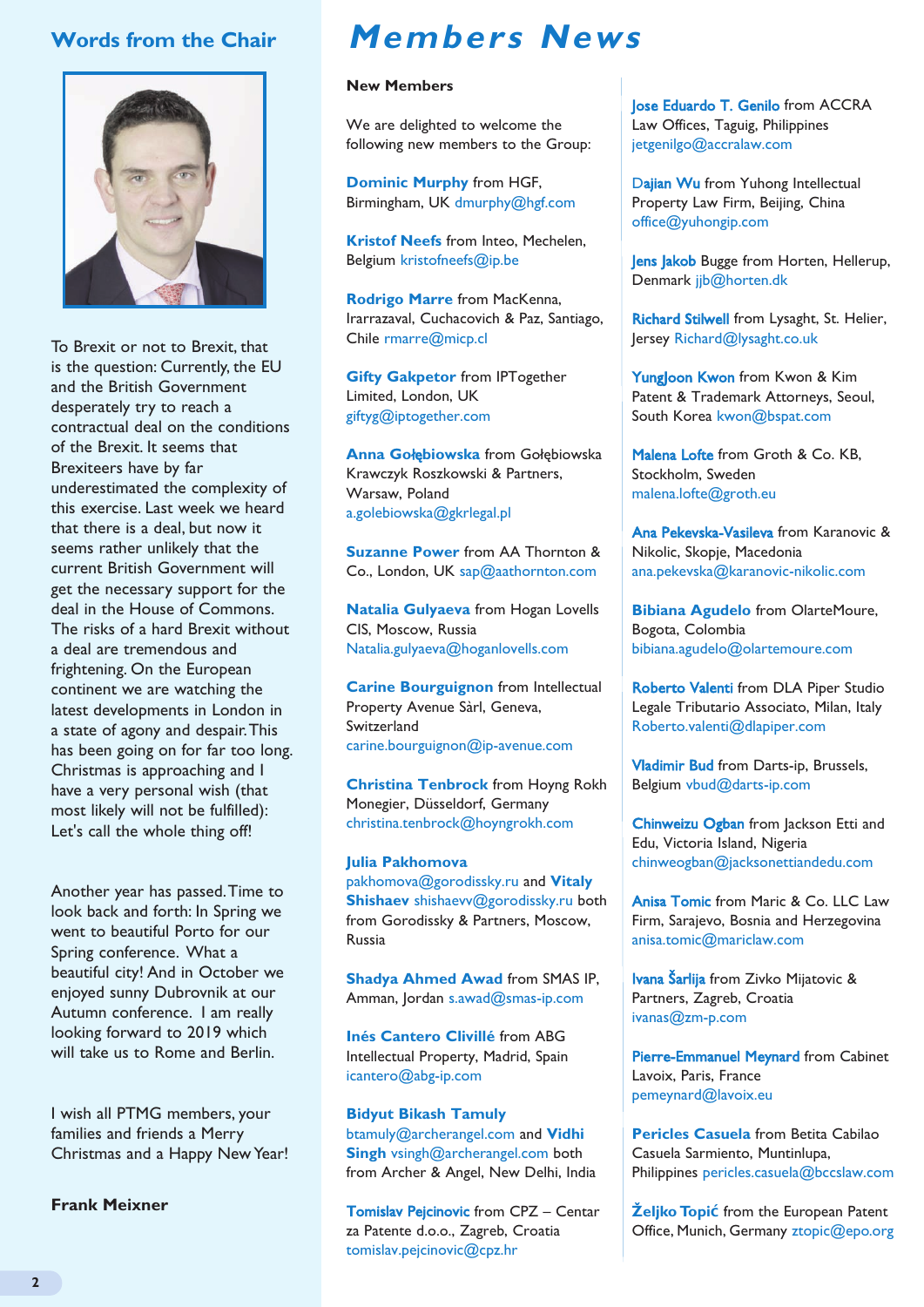## Words from the Chair

To Brexit or not to Brexit, that is the question: Currently, the EU and the British Government desperately try to reach a contractual deal on the conditions of the Brexit. It seems that Brexiteers have by far underestimated the complexity of this exercise. Last week we heard that there is a deal, but now it seems rather unlikely that the current British Government will get the necessary support for the deal in the House of Commons. The risks of a hard Brexit without a deal are tremendous and frightening. On the European continent we are watching the latest developments in London in a state of agony and despair. This has been going on for far too long. Christmas is approaching and I have a very personal wish (that most likely will not be fulfilled): Let's call the whole thing off!

Another year has passed. Time to look back and forth: In Spring we went to beautiful Porto for our Spring conference. What a beautiful city! And in October we enjoyed sunny Dubrovnik at our Autumn conference. I am really looking forward to 2019 which will take us to Rome and Berlin.

I wish all PTMG members, your families and friends a Merry Christmas and a Happy New Year!

**Frank Meixner**

# Members News

**New Members**

We are delighted to welcome the following new members to the Group:

**Dominic Murphy** from HGF, Birmingham, UK dmurphy@hgf.com

**Kristof Neefs** from Inteo, Mechelen, Belgium kristofneefs@ip.be

**Rodrigo Marre** from MacKenna, Irarrazaval, Cuchacovich & Paz, Santiago, Chile rmarre@micp.cl

**Gifty Gakpetor** from IPTogether Limited, London, UK giftyg@iptogether.com

**Anna Gołębiowska** from Gołębiowska Krawczyk Roszkowski & Partners, Warsaw, Poland a.golebiowska@gkrlegal.pl

**Suzanne Power** from AA Thornton & Co., London, UK sap@aathornton.com

**Natalia Gulyaeva** from Hogan Lovells CIS, Moscow, Russia Natalia.gulyaeva@hoganlovells.com

**Carine Bourguignon** from Intellectual Property Avenue Sàrl, Geneva, Switzerland carine.bourguignon@ip-avenue.com

**Christina Tenbrock** from Hoyng Rokh Monegier, Düsseldorf, Germany christina.tenbrock@hoyngrokh.com

**Julia Pakhomova** pakhomova@gorodissky.ru and **Vitaly Shishaev** shishaevv@gorodissky.ru both from Gorodissky & Partners, Moscow, Russia

**Shadya Ahmed Awad** from SMAS IP, Amman, Jordan s.awad@smas-ip.com

**Inés Cantero Clivillé** from ABG Intellectual Property, Madrid, Spain icantero@abg-ip.com

**Bidyut Bikash Tamuly** btamuly@archerangel.com and **Vidhi Singh** vsingh@archerangel.com both from Archer & Angel, New Delhi, India

**Tomislav Pejcinovic** from CPZ – Centar za Patente d.o.o., Zagreb, Croatia tomislav.pejcinovic@cpz.hr

**Jose Eduardo T. Genilo** from ACCRA Law Offices, Taguig, Philippines jetgenilgo@accralaw.com

**Dajian Wu** from Yuhong Intellectual Property Law Firm, Beijing, China office@yuhongip.com

**Jens Jakob** Bugge from Horten, Hellerup, Denmark jjb@horten.dk

**Richard Stilwell** from Lysaght, St. Helier, Jersey Richard@lysaght.co.uk

**YungJoon Kwon** from Kwon & Kim Patent & Trademark Attorneys, Seoul, South Korea kwon@bspat.com

**Malena Lofte** from Groth & Co. KB, Stockholm, Sweden malena.lofte@groth.eu

**Ana Pekevska-Vasileva** from Karanovic & Nikolic, Skopje, Macedonia ana.pekevska@karanovic-nikolic.com

**Bibiana Agudelo** from OlarteMoure, Bogota, Colombia bibiana.agudelo@olartemoure.com

**Roberto Valenti** from DLA Piper Studio Legale Tributario Associato, Milan, Italy Roberto.valenti@dlapiper.com

**Vladimir Bud** from Darts-ip, Brussels, Belgium vbud@darts-ip.com

**Chinweizu Ogban** from Jackson Etti and Edu, Victoria Island, Nigeria chinweogban@jacksonettiandedu.com

**Anisa Tomic** from Maric & Co. LLC Law Firm, Sarajevo, Bosnia and Herzegovina anisa.tomic@mariclaw.com

**Ivana Šarlija** from Zivko Mijatovic & Partners, Zagreb, Croatia ivanas@zm-p.com

**Pierre-Emmanuel Meynard** from Cabinet Lavoix, Paris, France pemeynard@lavoix.eu

**Pericles Casuela** from Betita Cabilao Casuela Sarmiento, Muntinlupa, Philippines pericles.casuela@bccslaw.com

**Željko Topić** from the European Patent Office, Munich, Germany ztopic@epo.org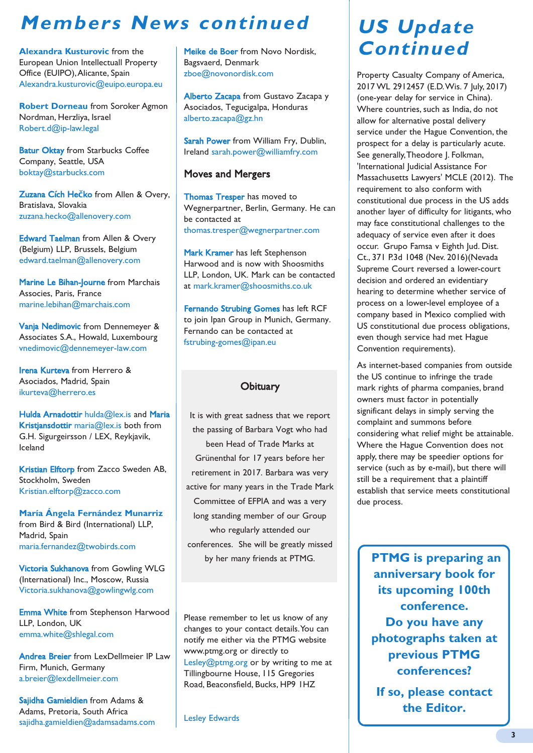# Members News continued

**Alexandra Kusturovic** from the European Union Intellectuall Property Office (EUIPO), Alicante, Spain
Alexandra.kusturovic@euipo.europa.eu

**Robert Dorneau** from Soroker Agmon Nordman, Herzliya, Israel
Robert.d@ip-law.legal

**Batur Oktay** from Starbucks Coffee Company, Seattle, USA
boktay@starbucks.com

**Zuzana Cích Hečko** from Allen & Overy, Bratislava, Slovakia
zuzana.hecko@allenovery.com

**Edward Taelman** from Allen & Overy (Belgium) LLP, Brussels, Belgium
edward.taelman@allenovery.com

**Marine Le Bihan-Journe** from Marchais Associes, Paris, France
marine.lebihan@marchais.com

**Vanja Nedimovic** from Dennemeyer & Associates S.A., Howald, Luxembourg
vnedimovic@dennemeyer-law.com

**Irena Kurteva** from Herrero & Asociados, Madrid, Spain
ikurteva@herrero.es

**Hulda Arnadottir** hulda@lex.is and **Maria Kristjansdottir** maria@lex.is both from G.H. Sigurgeirsson / LEX, Reykjavik, Iceland

**Kristian Elftorp** from Zacco Sweden AB, Stockholm, Sweden
Kristian.elftorp@zacco.com

**María Ángela Fernández Munarriz** from Bird & Bird (International) LLP, Madrid, Spain
maria.fernandez@twobirds.com

**Victoria Sukhanova** from Gowling WLG (International) Inc., Moscow, Russia
Victoria.sukhanova@gowlingwlg.com

**Emma White** from Stephenson Harwood LLP, London, UK
emma.white@shlegal.com

**Andrea Breier** from LexDellmeier IP Law Firm, Munich, Germany
a.breier@lexdellmeier.com

**Sajidha Gamieldien** from Adams & Adams, Pretoria, South Africa
sajidha.gamieldien@adamsadams.com

**Meike de Boer** from Novo Nordisk, Bagsvaerd, Denmark
zboe@novonordisk.com

**Alberto Zacapa** from Gustavo Zacapa y Asociados, Tegucigalpa, Honduras
alberto.zacapa@gz.hn

**Sarah Power** from William Fry, Dublin, Ireland sarah.power@williamfry.com

## Moves and Mergers

**Thomas Tresper** has moved to Wegnerpartner, Berlin, Germany. He can be contacted at thomas.tresper@wegnerpartner.com

**Mark Kramer** has left Stephenson Harwood and is now with Shoosmiths LLP, London, UK. Mark can be contacted at mark.kramer@shoosmiths.co.uk

**Fernando Strubing Gomes** has left RCF to join Ipan Group in Munich, Germany. Fernando can be contacted at fstrubing-gomes@ipan.eu

## Obituary

It is with great sadness that we report the passing of Barbara Vogt who had been Head of Trade Marks at Grünenthal for 17 years before her retirement in 2017. Barbara was very active for many years in the Trade Mark Committee of EFPIA and was a very long standing member of our Group who regularly attended our conferences. She will be greatly missed by her many friends at PTMG.

Please remember to let us know of any changes to your contact details. You can notify me either via the PTMG website www.ptmg.org or directly to Lesley@ptmg.org or by writing to me at Tillingbourne House, 115 Gregories Road, Beaconsfield, Bucks, HP9 1HZ

Lesley Edwards

# US Update Continued

Property Casualty Company of America, 2017 WL 2912457 (E.D.Wis. 7 July, 2017) (one-year delay for service in China). Where countries, such as India, do not allow for alternative postal delivery service under the Hague Convention, the prospect for a delay is particularly acute. See generally, Theodore J. Folkman, 'International Judicial Assistance For Massachusetts Lawyers' MCLE (2012). The requirement to also conform with constitutional due process in the US adds another layer of difficulty for litigants, who may face constitutional challenges to the adequacy of service even after it does occur. Grupo Famsa v Eighth Jud. Dist. Ct., 371 P.3d 1048 (Nev. 2016)(Nevada Supreme Court reversed a lower-court decision and ordered an evidentiary hearing to determine whether service of process on a lower-level employee of a company based in Mexico complied with US constitutional due process obligations, even though service had met Hague Convention requirements).

As internet-based companies from outside the US continue to infringe the trade mark rights of pharma companies, brand owners must factor in potentially significant delays in simply serving the complaint and summons before considering what relief might be attainable. Where the Hague Convention does not apply, there may be speedier options for service (such as by e-mail), but there will still be a requirement that a plaintiff establish that service meets constitutional due process.

**PTMG is preparing an anniversary book for its upcoming 100th conference. Do you have any photographs taken at previous PTMG conferences?**

**If so, please contact the Editor.**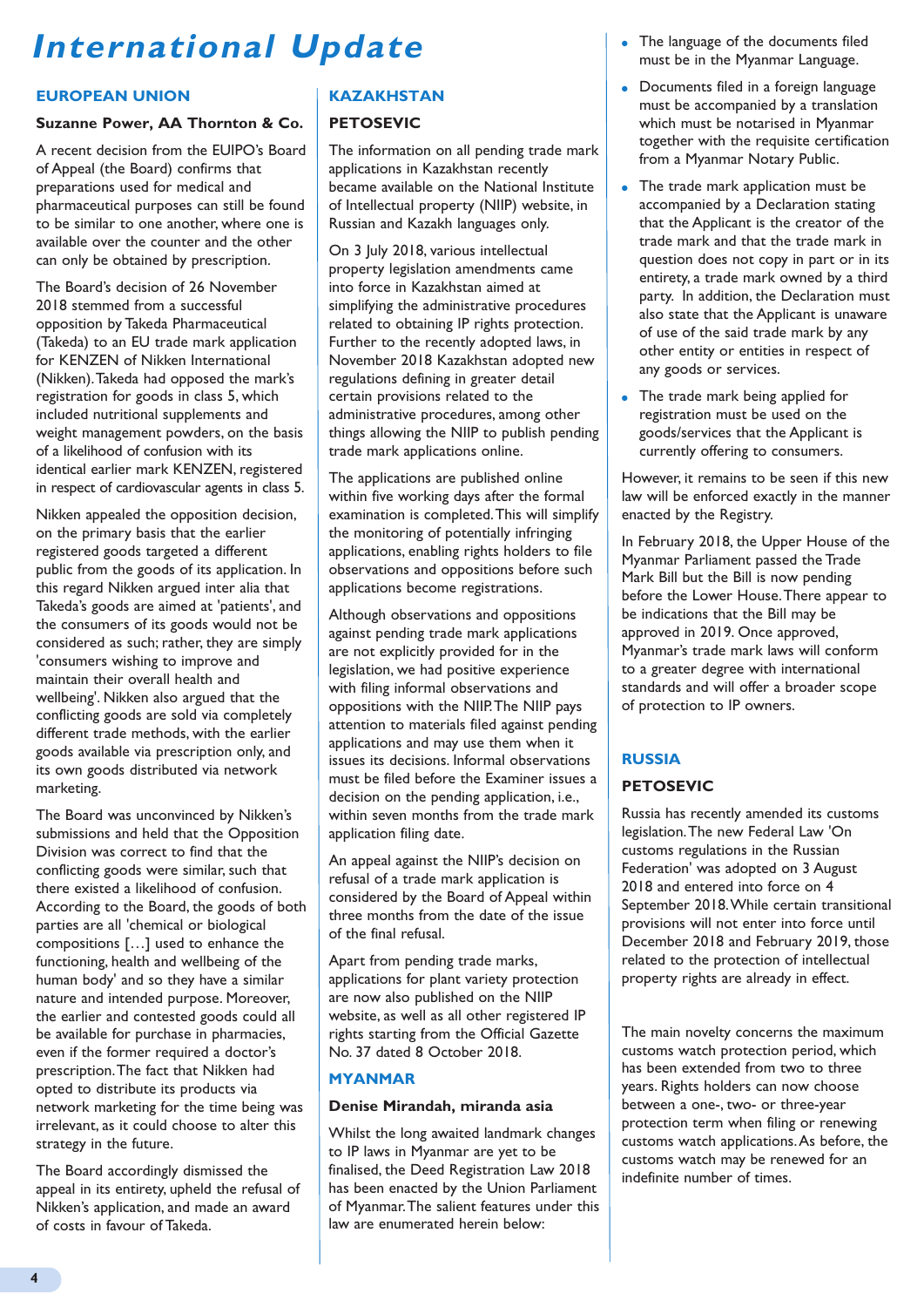# International Update

## EUROPEAN UNION

### Suzanne Power, AA Thornton & Co.

A recent decision from the EUIPO's Board of Appeal (the Board) confirms that preparations used for medical and pharmaceutical purposes can still be found to be similar to one another, where one is available over the counter and the other can only be obtained by prescription.

The Board's decision of 26 November 2018 stemmed from a successful opposition by Takeda Pharmaceutical (Takeda) to an EU trade mark application for KENZEN of Nikken International (Nikken). Takeda had opposed the mark's registration for goods in class 5, which included nutritional supplements and weight management powders, on the basis of a likelihood of confusion with its identical earlier mark KENZEN, registered in respect of cardiovascular agents in class 5.

Nikken appealed the opposition decision, on the primary basis that the earlier registered goods targeted a different public from the goods of its application. In this regard Nikken argued inter alia that Takeda's goods are aimed at 'patients', and the consumers of its goods would not be considered as such; rather, they are simply 'consumers wishing to improve and maintain their overall health and wellbeing'. Nikken also argued that the conflicting goods are sold via completely different trade methods, with the earlier goods available via prescription only, and its own goods distributed via network marketing.

The Board was unconvinced by Nikken's submissions and held that the Opposition Division was correct to find that the conflicting goods were similar, such that there existed a likelihood of confusion. According to the Board, the goods of both parties are all 'chemical or biological compositions […] used to enhance the functioning, health and wellbeing of the human body' and so they have a similar nature and intended purpose. Moreover, the earlier and contested goods could all be available for purchase in pharmacies, even if the former required a doctor's prescription. The fact that Nikken had opted to distribute its products via network marketing for the time being was irrelevant, as it could choose to alter this strategy in the future.

The Board accordingly dismissed the appeal in its entirety, upheld the refusal of Nikken's application, and made an award of costs in favour of Takeda.

## KAZAKHSTAN

### PETOSEVIC

The information on all pending trade mark applications in Kazakhstan recently became available on the National Institute of Intellectual property (NIIP) website, in Russian and Kazakh languages only.

On 3 July 2018, various intellectual property legislation amendments came into force in Kazakhstan aimed at simplifying the administrative procedures related to obtaining IP rights protection. Further to the recently adopted laws, in November 2018 Kazakhstan adopted new regulations defining in greater detail certain provisions related to the administrative procedures, among other things allowing the NIIP to publish pending trade mark applications online.

The applications are published online within five working days after the formal examination is completed. This will simplify the monitoring of potentially infringing applications, enabling rights holders to file observations and oppositions before such applications become registrations.

Although observations and oppositions against pending trade mark applications are not explicitly provided for in the legislation, we had positive experience with filing informal observations and oppositions with the NIIP. The NIIP pays attention to materials filed against pending applications and may use them when it issues its decisions. Informal observations must be filed before the Examiner issues a decision on the pending application, i.e., within seven months from the trade mark application filing date.

An appeal against the NIIP's decision on refusal of a trade mark application is considered by the Board of Appeal within three months from the date of the issue of the final refusal.

Apart from pending trade marks, applications for plant variety protection are now also published on the NIIP website, as well as all other registered IP rights starting from the Official Gazette No. 37 dated 8 October 2018.

## MYANMAR

### Denise Mirandah, miranda asia

Whilst the long awaited landmark changes to IP laws in Myanmar are yet to be finalised, the Deed Registration Law 2018 has been enacted by the Union Parliament of Myanmar. The salient features under this law are enumerated herein below:

- The language of the documents filed must be in the Myanmar Language.
- Documents filed in a foreign language must be accompanied by a translation which must be notarised in Myanmar together with the requisite certification from a Myanmar Notary Public.
- The trade mark application must be accompanied by a Declaration stating that the Applicant is the creator of the trade mark and that the trade mark in question does not copy in part or in its entirety, a trade mark owned by a third party. In addition, the Declaration must also state that the Applicant is unaware of use of the said trade mark by any other entity or entities in respect of any goods or services.
- The trade mark being applied for registration must be used on the goods/services that the Applicant is currently offering to consumers.

However, it remains to be seen if this new law will be enforced exactly in the manner enacted by the Registry.

In February 2018, the Upper House of the Myanmar Parliament passed the Trade Mark Bill but the Bill is now pending before the Lower House. There appear to be indications that the Bill may be approved in 2019. Once approved, Myanmar's trade mark laws will conform to a greater degree with international standards and will offer a broader scope of protection to IP owners.

## RUSSIA

### PETOSEVIC

Russia has recently amended its customs legislation. The new Federal Law 'On customs regulations in the Russian Federation' was adopted on 3 August 2018 and entered into force on 4 September 2018. While certain transitional provisions will not enter into force until December 2018 and February 2019, those related to the protection of intellectual property rights are already in effect.

The main novelty concerns the maximum customs watch protection period, which has been extended from two to three years. Rights holders can now choose between a one-, two- or three-year protection term when filing or renewing customs watch applications. As before, the customs watch may be renewed for an indefinite number of times.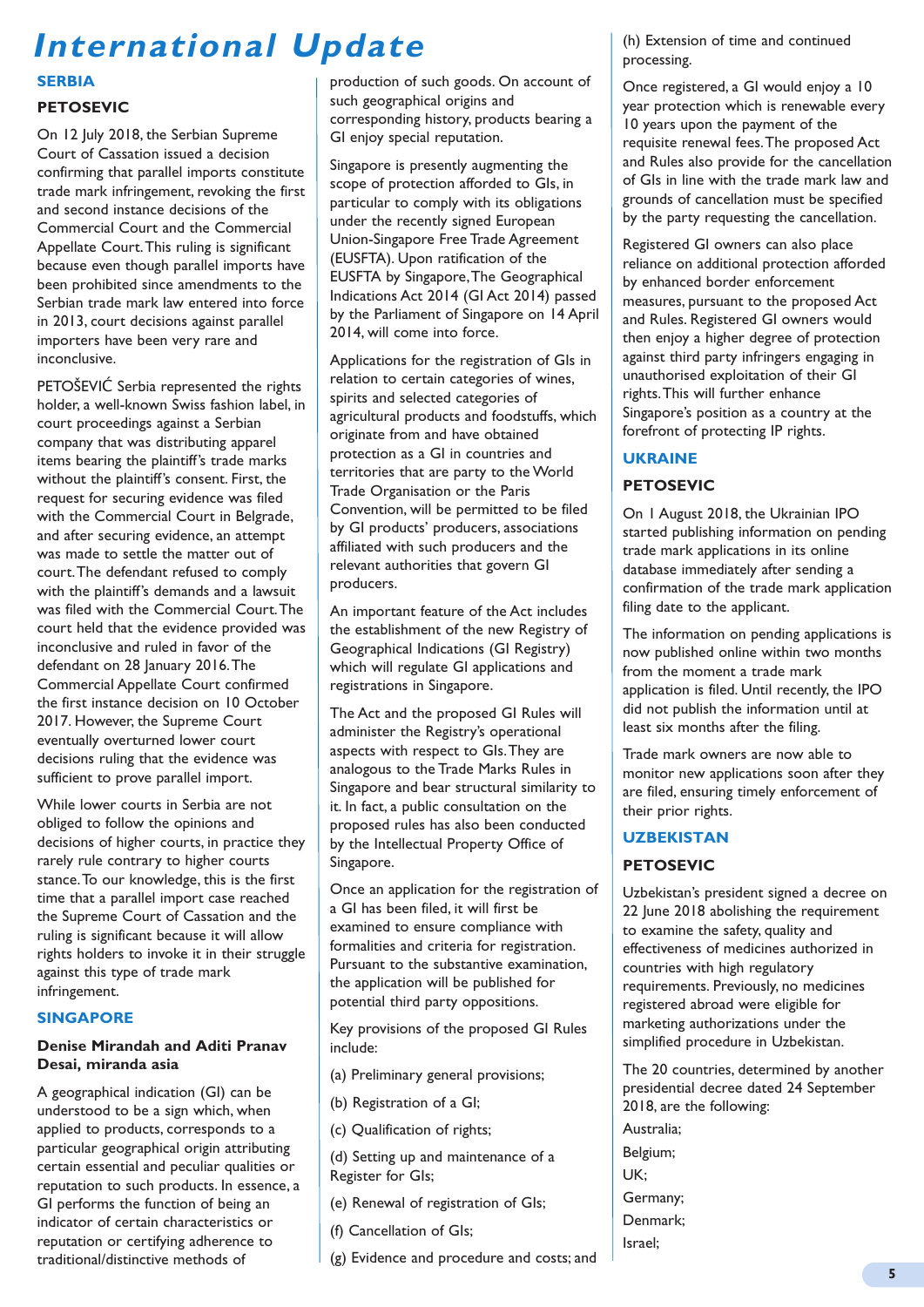# International Update

## SERBIA

### PETOSEVIC

On 12 July 2018, the Serbian Supreme Court of Cassation issued a decision confirming that parallel imports constitute trade mark infringement, revoking the first and second instance decisions of the Commercial Court and the Commercial Appellate Court. This ruling is significant because even though parallel imports have been prohibited since amendments to the Serbian trade mark law entered into force in 2013, court decisions against parallel importers have been very rare and inconclusive.

PETOŠEVIĆ Serbia represented the rights holder, a well-known Swiss fashion label, in court proceedings against a Serbian company that was distributing apparel items bearing the plaintiff's trade marks without the plaintiff's consent. First, the request for securing evidence was filed with the Commercial Court in Belgrade, and after securing evidence, an attempt was made to settle the matter out of court. The defendant refused to comply with the plaintiff's demands and a lawsuit was filed with the Commercial Court. The court held that the evidence provided was inconclusive and ruled in favor of the defendant on 28 January 2016. The Commercial Appellate Court confirmed the first instance decision on 10 October 2017. However, the Supreme Court eventually overturned lower court decisions ruling that the evidence was sufficient to prove parallel import.

While lower courts in Serbia are not obliged to follow the opinions and decisions of higher courts, in practice they rarely rule contrary to higher courts stance. To our knowledge, this is the first time that a parallel import case reached the Supreme Court of Cassation and the ruling is significant because it will allow rights holders to invoke it in their struggle against this type of trade mark infringement.

## SINGAPORE

### Denise Mirandah and Aditi Pranav Desai, miranda asia

A geographical indication (GI) can be understood to be a sign which, when applied to products, corresponds to a particular geographical origin attributing certain essential and peculiar qualities or reputation to such products. In essence, a GI performs the function of being an indicator of certain characteristics or reputation or certifying adherence to traditional/distinctive methods of production of such goods. On account of such geographical origins and corresponding history, products bearing a GI enjoy special reputation.

Singapore is presently augmenting the scope of protection afforded to GIs, in particular to comply with its obligations under the recently signed European Union-Singapore Free Trade Agreement (EUSFTA). Upon ratification of the EUSFTA by Singapore, The Geographical Indications Act 2014 (GI Act 2014) passed by the Parliament of Singapore on 14 April 2014, will come into force.

Applications for the registration of GIs in relation to certain categories of wines, spirits and selected categories of agricultural products and foodstuffs, which originate from and have obtained protection as a GI in countries and territories that are party to the World Trade Organisation or the Paris Convention, will be permitted to be filed by GI products' producers, associations affiliated with such producers and the relevant authorities that govern GI producers.

An important feature of the Act includes the establishment of the new Registry of Geographical Indications (GI Registry) which will regulate GI applications and registrations in Singapore.

The Act and the proposed GI Rules will administer the Registry's operational aspects with respect to GIs. They are analogous to the Trade Marks Rules in Singapore and bear structural similarity to it. In fact, a public consultation on the proposed rules has also been conducted by the Intellectual Property Office of Singapore.

Once an application for the registration of a GI has been filed, it will first be examined to ensure compliance with formalities and criteria for registration. Pursuant to the substantive examination, the application will be published for potential third party oppositions.

Key provisions of the proposed GI Rules include:

(a) Preliminary general provisions;

(b) Registration of a GI;

(c) Qualification of rights;

(d) Setting up and maintenance of a Register for GIs;

(e) Renewal of registration of GIs;

(f) Cancellation of GIs;

(g) Evidence and procedure and costs; and

(h) Extension of time and continued processing.

Once registered, a GI would enjoy a 10 year protection which is renewable every 10 years upon the payment of the requisite renewal fees. The proposed Act and Rules also provide for the cancellation of GIs in line with the trade mark law and grounds of cancellation must be specified by the party requesting the cancellation.

Registered GI owners can also place reliance on additional protection afforded by enhanced border enforcement measures, pursuant to the proposed Act and Rules. Registered GI owners would then enjoy a higher degree of protection against third party infringers engaging in unauthorised exploitation of their GI rights. This will further enhance Singapore's position as a country at the forefront of protecting IP rights.

## UKRAINE

### PETOSEVIC

On 1 August 2018, the Ukrainian IPO started publishing information on pending trade mark applications in its online database immediately after sending a confirmation of the trade mark application filing date to the applicant.

The information on pending applications is now published online within two months from the moment a trade mark application is filed. Until recently, the IPO did not publish the information until at least six months after the filing.

Trade mark owners are now able to monitor new applications soon after they are filed, ensuring timely enforcement of their prior rights.

## UZBEKISTAN

### PETOSEVIC

Uzbekistan's president signed a decree on 22 June 2018 abolishing the requirement to examine the safety, quality and effectiveness of medicines authorized in countries with high regulatory requirements. Previously, no medicines registered abroad were eligible for marketing authorizations under the simplified procedure in Uzbekistan.

The 20 countries, determined by another presidential decree dated 24 September 2018, are the following:

Australia;

Belgium;

UK;

Germany;

Denmark;

Israel;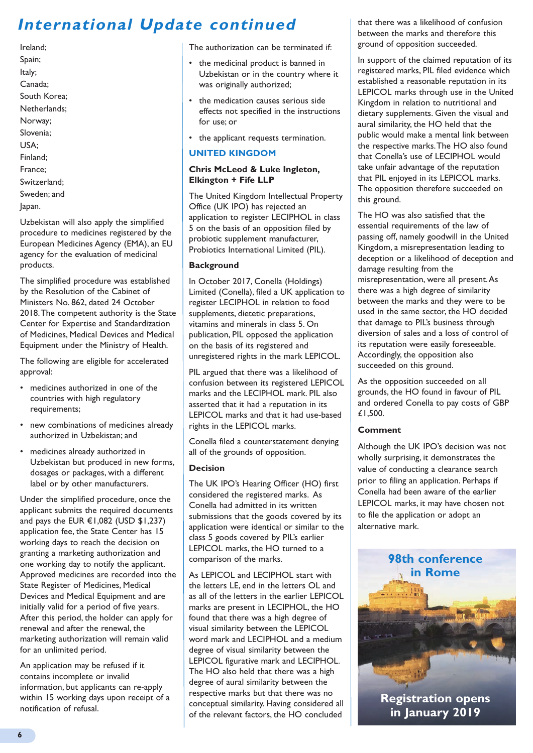# International Update continued

Ireland;
Spain;
Italy;
Canada;
South Korea;
Netherlands;
Norway;
Slovenia;
USA;
Finland;
France;
Switzerland;
Sweden; and
Japan.

Uzbekistan will also apply the simplified procedure to medicines registered by the European Medicines Agency (EMA), an EU agency for the evaluation of medicinal products.

The simplified procedure was established by the Resolution of the Cabinet of Ministers No. 862, dated 24 October 2018. The competent authority is the State Center for Expertise and Standardization of Medicines, Medical Devices and Medical Equipment under the Ministry of Health.

The following are eligible for accelerated approval:

- medicines authorized in one of the countries with high regulatory requirements;
- new combinations of medicines already authorized in Uzbekistan; and
- medicines already authorized in Uzbekistan but produced in new forms, dosages or packages, with a different label or by other manufacturers.

Under the simplified procedure, once the applicant submits the required documents and pays the EUR €1,082 (USD $1,237) application fee, the State Center has 15 working days to reach the decision on granting a marketing authorization and one working day to notify the applicant. Approved medicines are recorded into the State Register of Medicines, Medical Devices and Medical Equipment and are initially valid for a period of five years. After this period, the holder can apply for renewal and after the renewal, the marketing authorization will remain valid for an unlimited period.

An application may be refused if it contains incomplete or invalid information, but applicants can re-apply within 15 working days upon receipt of a notification of refusal.

The authorization can be terminated if:

- the medicinal product is banned in Uzbekistan or in the country where it was originally authorized;
- the medication causes serious side effects not specified in the instructions for use; or
- the applicant requests termination.

## UNITED KINGDOM

**Chris McLeod & Luke Ingleton, Elkington + Fife LLP**

The United Kingdom Intellectual Property Office (UK IPO) has rejected an application to register LECIPHOL in class 5 on the basis of an opposition filed by probiotic supplement manufacturer, Probiotics International Limited (PIL).

### Background

In October 2017, Conella (Holdings) Limited (Conella), filed a UK application to register LECIPHOL in relation to food supplements, dietetic preparations, vitamins and minerals in class 5. On publication, PIL opposed the application on the basis of its registered and unregistered rights in the mark LEPICOL.

PIL argued that there was a likelihood of confusion between its registered LEPICOL marks and the LECIPHOL mark. PIL also asserted that it had a reputation in its LEPICOL marks and that it had use-based rights in the LEPICOL marks.

Conella filed a counterstatement denying all of the grounds of opposition.

### Decision

The UK IPO's Hearing Officer (HO) first considered the registered marks. As Conella had admitted in its written submissions that the goods covered by its application were identical or similar to the class 5 goods covered by PIL's earlier LEPICOL marks, the HO turned to a comparison of the marks.

As LEPICOL and LECIPHOL start with the letters LE, end in the letters OL and as all of the letters in the earlier LEPICOL marks are present in LECIPHOL, the HO found that there was a high degree of visual similarity between the LEPICOL word mark and LECIPHOL and a medium degree of visual similarity between the LEPICOL figurative mark and LECIPHOL. The HO also held that there was a high degree of aural similarity between the respective marks but that there was no conceptual similarity. Having considered all of the relevant factors, the HO concluded that there was a likelihood of confusion between the marks and therefore this ground of opposition succeeded.

In support of the claimed reputation of its registered marks, PIL filed evidence which established a reasonable reputation in its LEPICOL marks through use in the United Kingdom in relation to nutritional and dietary supplements. Given the visual and aural similarity, the HO held that the public would make a mental link between the respective marks. The HO also found that Conella's use of LECIPHOL would take unfair advantage of the reputation that PIL enjoyed in its LEPICOL marks. The opposition therefore succeeded on this ground.

The HO was also satisfied that the essential requirements of the law of passing off, namely goodwill in the United Kingdom, a misrepresentation leading to deception or a likelihood of deception and damage resulting from the misrepresentation, were all present. As there was a high degree of similarity between the marks and they were to be used in the same sector, the HO decided that damage to PIL's business through diversion of sales and a loss of control of its reputation were easily foreseeable. Accordingly, the opposition also succeeded on this ground.

As the opposition succeeded on all grounds, the HO found in favour of PIL and ordered Conella to pay costs of GBP £1,500.

### Comment

Although the UK IPO's decision was not wholly surprising, it demonstrates the value of conducting a clearance search prior to filing an application. Perhaps if Conella had been aware of the earlier LEPICOL marks, it may have chosen not to file the application or adopt an alternative mark.

**98th conference in Rome**

**Registration opens in January 2019**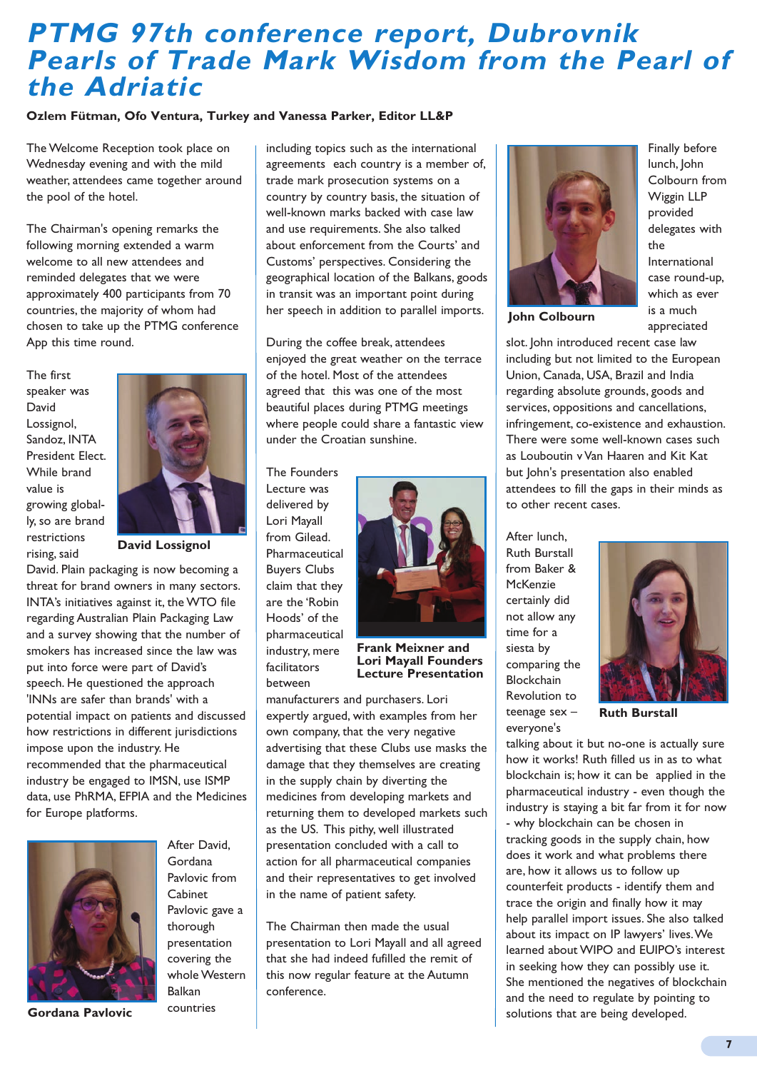# PTMG 97th conference report, Dubrovnik Pearls of Trade Mark Wisdom from the Pearl of the Adriatic

**Ozlem Fütman, Ofo Ventura, Turkey and Vanessa Parker, Editor LL&P**

The Welcome Reception took place on Wednesday evening and with the mild weather, attendees came together around the pool of the hotel.

The Chairman's opening remarks the following morning extended a warm welcome to all new attendees and reminded delegates that we were approximately 400 participants from 70 countries, the majority of whom had chosen to take up the PTMG conference App this time round.

The first speaker was David Lossignol, Sandoz, INTA President Elect. While brand value is growing globally, so are brand restrictions rising, said David. Plain packaging is now becoming a threat for brand owners in many sectors. INTA's initiatives against it, the WTO file regarding Australian Plain Packaging Law and a survey showing that the number of smokers has increased since the law was put into force were part of David's speech. He questioned the approach 'INNs are safer than brands' with a potential impact on patients and discussed how restrictions in different jurisdictions impose upon the industry. He recommended that the pharmaceutical industry be engaged to IMSN, use ISMP data, use PhRMA, EFPIA and the Medicines for Europe platforms.

**David Lossignol**

After David, Gordana Pavlovic from Cabinet Pavlovic gave a thorough presentation covering the whole Western Balkan countries including topics such as the international agreements each country is a member of, trade mark prosecution systems on a country by country basis, the situation of well-known marks backed with case law and use requirements. She also talked about enforcement from the Courts' and Customs' perspectives. Considering the geographical location of the Balkans, goods in transit was an important point during her speech in addition to parallel imports.

**Gordana Pavlovic**

During the coffee break, attendees enjoyed the great weather on the terrace of the hotel. Most of the attendees agreed that this was one of the most beautiful places during PTMG meetings where people could share a fantastic view under the Croatian sunshine.

The Founders Lecture was delivered by Lori Mayall from Gilead. Pharmaceutical Buyers Clubs claim that they are the 'Robin Hoods' of the pharmaceutical industry, mere facilitators between manufacturers and purchasers. Lori expertly argued, with examples from her own company, that the very negative advertising that these Clubs use masks the damage that they themselves are creating in the supply chain by diverting the medicines from developing markets and returning them to developed markets such as the US. This pithy, well illustrated presentation concluded with a call to action for all pharmaceutical companies and their representatives to get involved in the name of patient safety.

**Frank Meixner and Lori Mayall Founders Lecture Presentation**

The Chairman then made the usual presentation to Lori Mayall and all agreed that she had indeed fufilled the remit of this now regular feature at the Autumn conference.

Finally before lunch, John Colbourn from Wiggin LLP provided delegates with the International case round-up, which as ever is a much appreciated slot. John introduced recent case law including but not limited to the European Union, Canada, USA, Brazil and India regarding absolute grounds, goods and services, oppositions and cancellations, infringement, co-existence and exhaustion. There were some well-known cases such as Louboutin v Van Haaren and Kit Kat but John's presentation also enabled attendees to fill the gaps in their minds as to other recent cases.

**John Colbourn**

After lunch, Ruth Burstall from Baker & McKenzie certainly did not allow any time for a siesta by comparing the Blockchain Revolution to teenage sex – everyone's talking about it but no-one is actually sure how it works! Ruth filled us in as to what blockchain is; how it can be applied in the pharmaceutical industry - even though the industry is staying a bit far from it for now - why blockchain can be chosen in tracking goods in the supply chain, how does it work and what problems there are, how it allows us to follow up counterfeit products - identify them and trace the origin and finally how it may help parallel import issues. She also talked about its impact on IP lawyers' lives. We learned about WIPO and EUIPO's interest in seeking how they can possibly use it. She mentioned the negatives of blockchain and the need to regulate by pointing to solutions that are being developed.

**Ruth Burstall**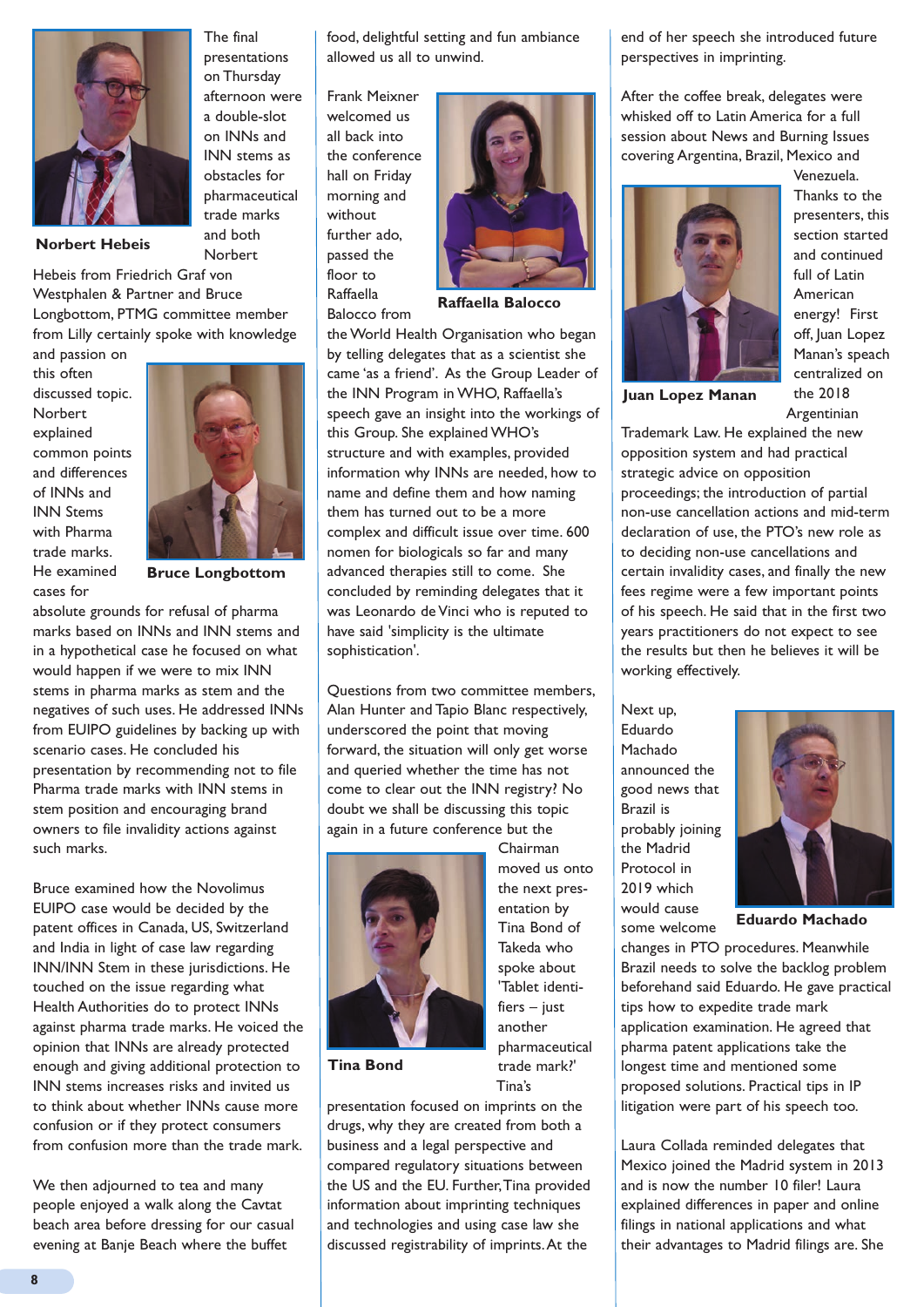**Norbert Hebeis**

The final presentations on Thursday afternoon were a double-slot on INNs and INN stems as obstacles for pharmaceutical trade marks and both Norbert Hebeis from Friedrich Graf von Westphalen & Partner and Bruce Longbottom, PTMG committee member from Lilly certainly spoke with knowledge and passion on this often discussed topic. Norbert explained common points and differences of INNs and INN Stems with Pharma trade marks. He examined cases for absolute grounds for refusal of pharma marks based on INNs and INN stems and in a hypothetical case he focused on what would happen if we were to mix INN stems in pharma marks as stem and the negatives of such uses. He addressed INNs from EUIPO guidelines by backing up with scenario cases. He concluded his presentation by recommending not to file Pharma trade marks with INN stems in stem position and encouraging brand owners to file invalidity actions against such marks.

**Bruce Longbottom**

Bruce examined how the Novolimus EUIPO case would be decided by the patent offices in Canada, US, Switzerland and India in light of case law regarding INN/INN Stem in these jurisdictions. He touched on the issue regarding what Health Authorities do to protect INNs against pharma trade marks. He voiced the opinion that INNs are already protected enough and giving additional protection to INN stems increases risks and invited us to think about whether INNs cause more confusion or if they protect consumers from confusion more than the trade mark.

We then adjourned to tea and many people enjoyed a walk along the Cavtat beach area before dressing for our casual evening at Banje Beach where the buffet food, delightful setting and fun ambiance allowed us all to unwind.

**Raffaella Balocco**

Frank Meixner welcomed us all back into the conference hall on Friday morning and without further ado, passed the floor to Raffaella Balocco from the World Health Organisation who began by telling delegates that as a scientist she came 'as a friend'. As the Group Leader of the INN Program in WHO, Raffaella's speech gave an insight into the workings of this Group. She explained WHO's structure and with examples, provided information why INNs are needed, how to name and define them and how naming them has turned out to be a more complex and difficult issue over time. 600 nomen for biologicals so far and many advanced therapies still to come. She concluded by reminding delegates that it was Leonardo de Vinci who is reputed to have said 'simplicity is the ultimate sophistication'.

Questions from two committee members, Alan Hunter and Tapio Blanc respectively, underscored the point that moving forward, the situation will only get worse and queried whether the time has not come to clear out the INN registry? No doubt we shall be discussing this topic again in a future conference but the Chairman moved us onto the next presentation by Tina Bond of Takeda who spoke about 'Tablet identifiers – just another pharmaceutical trade mark?'

**Tina Bond**

Tina's presentation focused on imprints on the drugs, why they are created from both a business and a legal perspective and compared regulatory situations between the US and the EU. Further, Tina provided information about imprinting techniques and technologies and using case law she discussed registrability of imprints. At the end of her speech she introduced future perspectives in imprinting.

After the coffee break, delegates were whisked off to Latin America for a full session about News and Burning Issues covering Argentina, Brazil, Mexico and Venezuela.

**Juan Lopez Manan**

Thanks to the presenters, this section started and continued full of Latin American energy! First off, Juan Lopez Manan's speach centralized on the 2018 Argentinian Trademark Law. He explained the new opposition system and had practical strategic advice on opposition proceedings; the introduction of partial non-use cancellation actions and mid-term declaration of use, the PTO's new role as to deciding non-use cancellations and certain invalidity cases, and finally the new fees regime were a few important points of his speech. He said that in the first two years practitioners do not expect to see the results but then he believes it will be working effectively.

**Eduardo Machado**

Next up, Eduardo Machado announced the good news that Brazil is probably joining the Madrid Protocol in 2019 which would cause some welcome changes in PTO procedures. Meanwhile Brazil needs to solve the backlog problem beforehand said Eduardo. He gave practical tips how to expedite trade mark application examination. He agreed that pharma patent applications take the longest time and mentioned some proposed solutions. Practical tips in IP litigation were part of his speech too.

Laura Collada reminded delegates that Mexico joined the Madrid system in 2013 and is now the number 10 filer! Laura explained differences in paper and online filings in national applications and what their advantages to Madrid filings are. She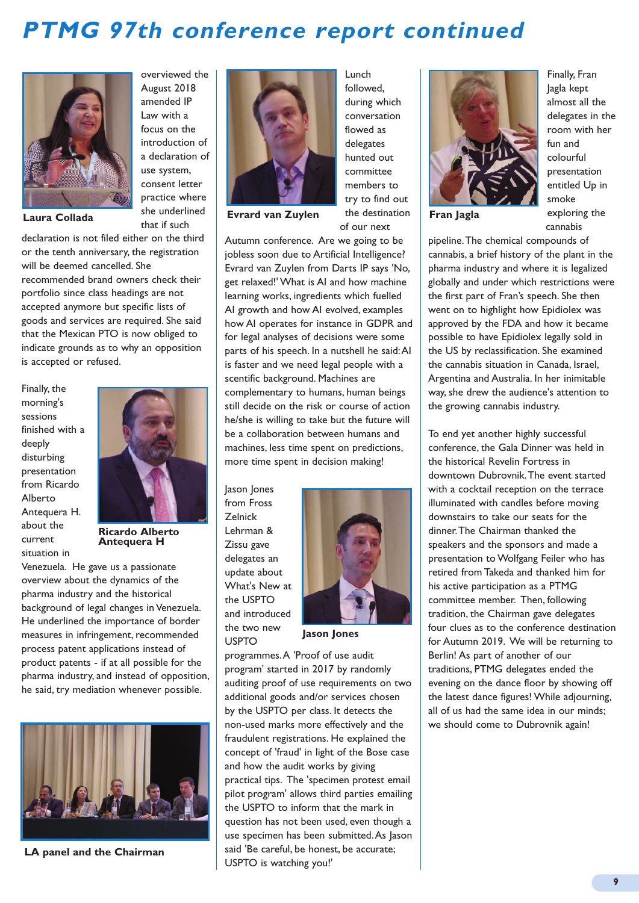# PTMG 97th conference report continued

Laura Collada

overviewed the August 2018 amended IP Law with a focus on the introduction of a declaration of use system, consent letter practice where she underlined that if such declaration is not filed either on the third or the tenth anniversary, the registration will be deemed cancelled. She recommended brand owners check their portfolio since class headings are not accepted anymore but specific lists of goods and services are required. She said that the Mexican PTO is now obliged to indicate grounds as to why an opposition is accepted or refused.

Finally, the morning's sessions finished with a deeply disturbing presentation from Ricardo Alberto Antequera H. about the current situation in Venezuela. He gave us a passionate overview about the dynamics of the pharma industry and the historical background of legal changes in Venezuela. He underlined the importance of border measures in infringement, recommended process patent applications instead of product patents - if at all possible for the pharma industry, and instead of opposition, he said, try mediation whenever possible.

Ricardo Alberto Antequera H

LA panel and the Chairman

Evrard van Zuylen

Lunch followed, during which conversation flowed as delegates hunted out committee members to try to find out the destination of our next Autumn conference. Are we going to be jobless soon due to Artificial Intelligence? Evrard van Zuylen from Darts IP says 'No, get relaxed!' What is AI and how machine learning works, ingredients which fuelled AI growth and how AI evolved, examples how AI operates for instance in GDPR and for legal analyses of decisions were some parts of his speech. In a nutshell he said: AI is faster and we need legal people with a scentific background. Machines are complementary to humans, human beings still decide on the risk or course of action he/she is willing to take but the future will be a collaboration between humans and machines, less time spent on predictions, more time spent in decision making!

Jason Jones from Fross Zelnick Lehrman & Zissu gave delegates an update about What's New at the USPTO and introduced the two new USPTO programmes. A 'Proof of use audit program' started in 2017 by randomly auditing proof of use requirements on two additional goods and/or services chosen by the USPTO per class. It detects the non-used marks more effectively and the fraudulent registrations. He explained the concept of 'fraud' in light of the Bose case and how the audit works by giving practical tips. The 'specimen protest email pilot program' allows third parties emailing the USPTO to inform that the mark in question has not been used, even though a use specimen has been submitted. As Jason said 'Be careful, be honest, be accurate; USPTO is watching you!'

Jason Jones

Fran Jagla

Finally, Fran Jagla kept almost all the delegates in the room with her fun and colourful presentation entitled Up in smoke exploring the cannabis pipeline. The chemical compounds of cannabis, a brief history of the plant in the pharma industry and where it is legalized globally and under which restrictions were the first part of Fran's speech. She then went on to highlight how Epidiolex was approved by the FDA and how it became possible to have Epidiolex legally sold in the US by reclassification. She examined the cannabis situation in Canada, Israel, Argentina and Australia. In her inimitable way, she drew the audience's attention to the growing cannabis industry.

To end yet another highly successful conference, the Gala Dinner was held in the historical Revelin Fortress in downtown Dubrovnik. The event started with a cocktail reception on the terrace illuminated with candles before moving downstairs to take our seats for the dinner. The Chairman thanked the speakers and the sponsors and made a presentation to Wolfgang Feiler who has retired from Takeda and thanked him for his active participation as a PTMG committee member. Then, following tradition, the Chairman gave delegates four clues as to the conference destination for Autumn 2019. We will be returning to Berlin! As part of another of our traditions, PTMG delegates ended the evening on the dance floor by showing off the latest dance figures! While adjourning, all of us had the same idea in our minds; we should come to Dubrovnik again!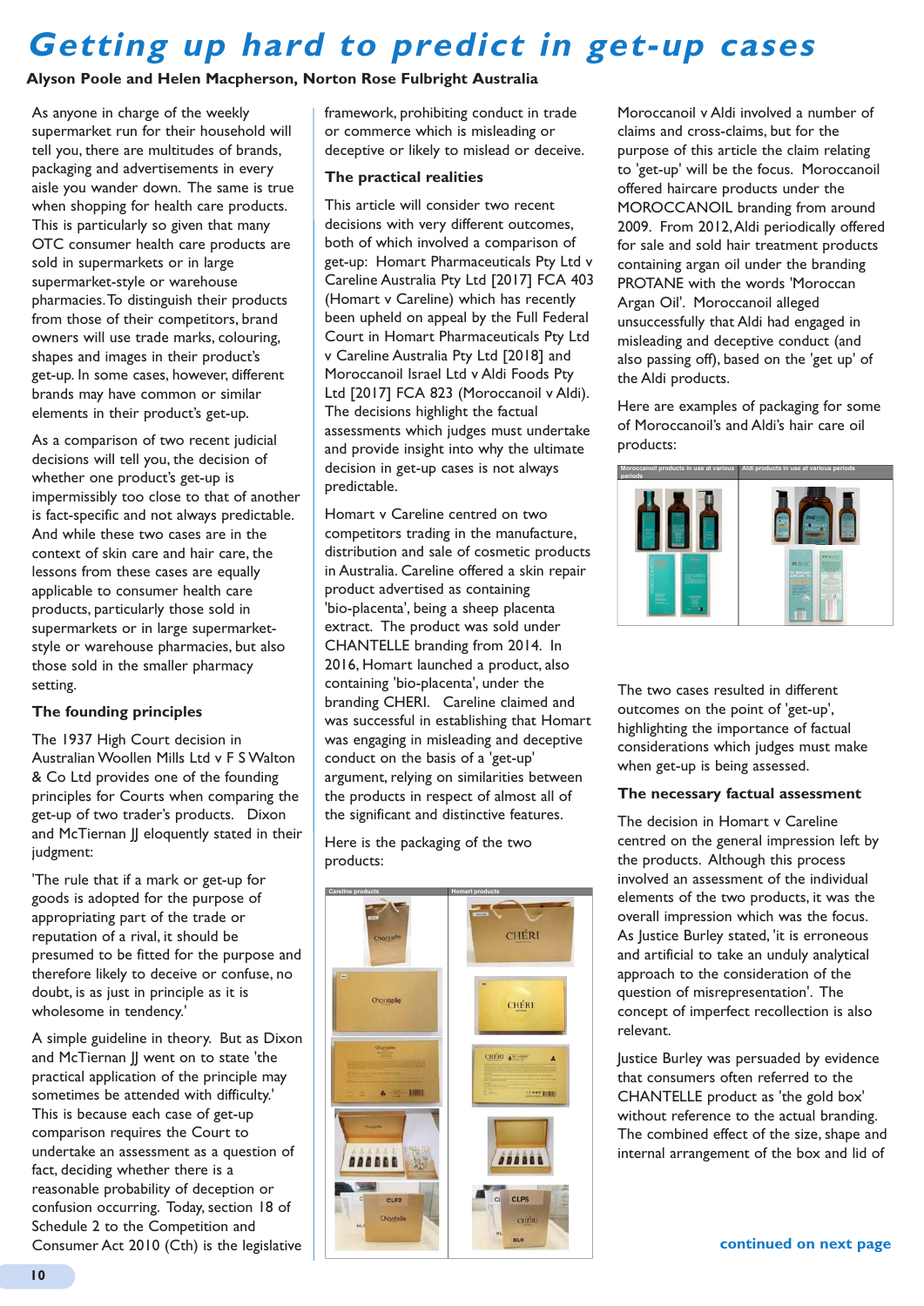# Getting up hard to predict in get-up cases

**Alyson Poole and Helen Macpherson, Norton Rose Fulbright Australia**

As anyone in charge of the weekly supermarket run for their household will tell you, there are multitudes of brands, packaging and advertisements in every aisle you wander down. The same is true when shopping for health care products. This is particularly so given that many OTC consumer health care products are sold in supermarkets or in large supermarket-style or warehouse pharmacies. To distinguish their products from those of their competitors, brand owners will use trade marks, colouring, shapes and images in their product's get-up. In some cases, however, different brands may have common or similar elements in their product's get-up.

As a comparison of two recent judicial decisions will tell you, the decision of whether one product's get-up is impermissibly too close to that of another is fact-specific and not always predictable. And while these two cases are in the context of skin care and hair care, the lessons from these cases are equally applicable to consumer health care products, particularly those sold in supermarkets or in large supermarket-style or warehouse pharmacies, but also those sold in the smaller pharmacy setting.

## The founding principles

The 1937 High Court decision in Australian Woollen Mills Ltd v F S Walton & Co Ltd provides one of the founding principles for Courts when comparing the get-up of two trader's products. Dixon and McTiernan JJ eloquently stated in their judgment:

'The rule that if a mark or get-up for goods is adopted for the purpose of appropriating part of the trade or reputation of a rival, it should be presumed to be fitted for the purpose and therefore likely to deceive or confuse, no doubt, is as just in principle as it is wholesome in tendency.'

A simple guideline in theory. But as Dixon and McTiernan JJ went on to state 'the practical application of the principle may sometimes be attended with difficulty.' This is because each case of get-up comparison requires the Court to undertake an assessment as a question of fact, deciding whether there is a reasonable probability of deception or confusion occurring. Today, section 18 of Schedule 2 to the Competition and Consumer Act 2010 (Cth) is the legislative framework, prohibiting conduct in trade or commerce which is misleading or deceptive or likely to mislead or deceive.

## The practical realities

This article will consider two recent decisions with very different outcomes, both of which involved a comparison of get-up: Homart Pharmaceuticals Pty Ltd v Careline Australia Pty Ltd [2017] FCA 403 (Homart v Careline) which has recently been upheld on appeal by the Full Federal Court in Homart Pharmaceuticals Pty Ltd v Careline Australia Pty Ltd [2018] and Moroccanoil Israel Ltd v Aldi Foods Pty Ltd [2017] FCA 823 (Moroccanoil v Aldi). The decisions highlight the factual assessments which judges must undertake and provide insight into why the ultimate decision in get-up cases is not always predictable.

Homart v Careline centred on two competitors trading in the manufacture, distribution and sale of cosmetic products in Australia. Careline offered a skin repair product advertised as containing 'bio-placenta', being a sheep placenta extract. The product was sold under CHANTELLE branding from 2014. In 2016, Homart launched a product, also containing 'bio-placenta', under the branding CHERI. Careline claimed and was successful in establishing that Homart was engaging in misleading and deceptive conduct on the basis of a 'get-up' argument, relying on similarities between the products in respect of almost all of the significant and distinctive features.

Here is the packaging of the two products:

Careline products | Homart products

Moroccanoil v Aldi involved a number of claims and cross-claims, but for the purpose of this article the claim relating to 'get-up' will be the focus. Moroccanoil offered haircare products under the MOROCCANOIL branding from around 2009. From 2012, Aldi periodically offered for sale and sold hair treatment products containing argan oil under the branding PROTANE with the words 'Moroccan Argan Oil'. Moroccanoil alleged unsuccessfully that Aldi had engaged in misleading and deceptive conduct (and also passing off), based on the 'get up' of the Aldi products.

Here are examples of packaging for some of Moroccanoil's and Aldi's hair care oil products:

Moroccanoil products in use at various periods | Aldi products in use at various periods

The two cases resulted in different outcomes on the point of 'get-up', highlighting the importance of factual considerations which judges must make when get-up is being assessed.

## The necessary factual assessment

The decision in Homart v Careline centred on the general impression left by the products. Although this process involved an assessment of the individual elements of the two products, it was the overall impression which was the focus. As Justice Burley stated, 'it is erroneous and artificial to take an unduly analytical approach to the consideration of the question of misrepresentation'. The concept of imperfect recollection is also relevant.

Justice Burley was persuaded by evidence that consumers often referred to the CHANTELLE product as 'the gold box' without reference to the actual branding. The combined effect of the size, shape and internal arrangement of the box and lid of

**continued on next page**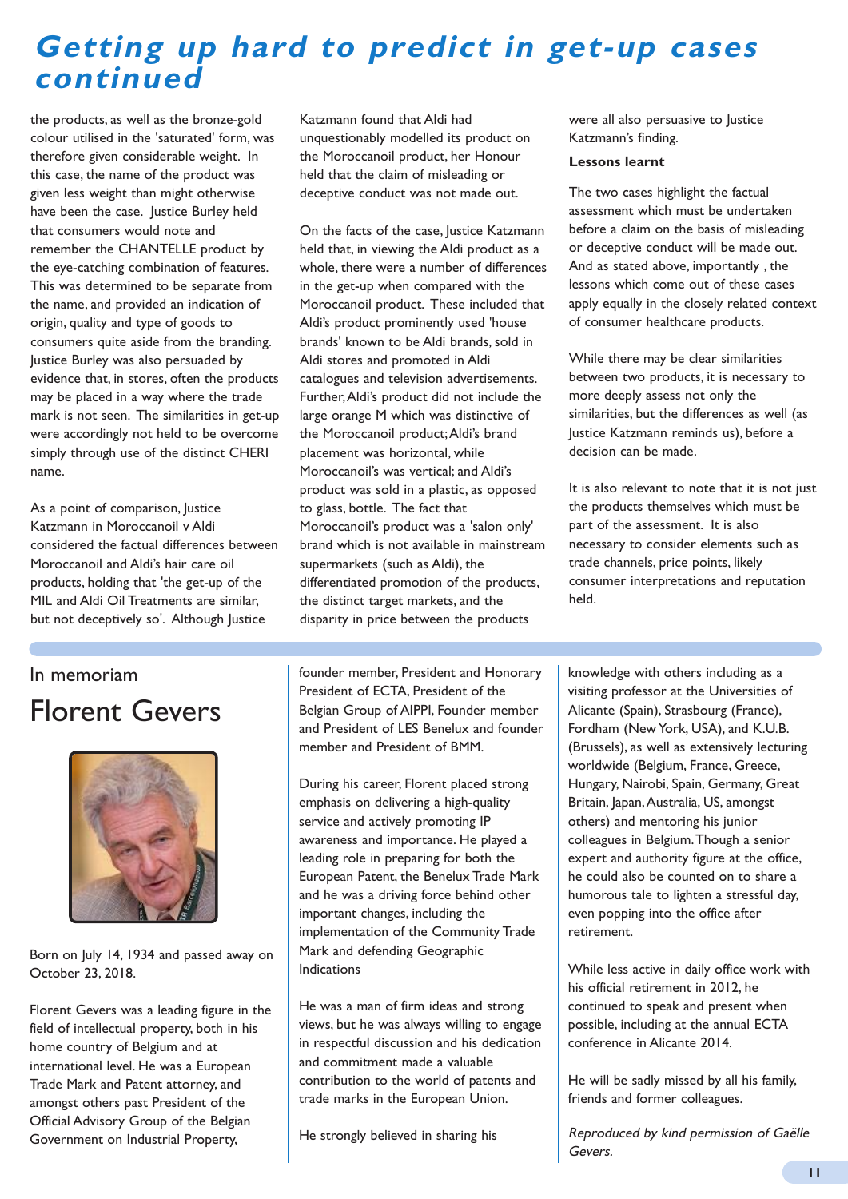# Getting up hard to predict in get-up cases continued

the products, as well as the bronze-gold colour utilised in the 'saturated' form, was therefore given considerable weight. In this case, the name of the product was given less weight than might otherwise have been the case. Justice Burley held that consumers would note and remember the CHANTELLE product by the eye-catching combination of features. This was determined to be separate from the name, and provided an indication of origin, quality and type of goods to consumers quite aside from the branding. Justice Burley was also persuaded by evidence that, in stores, often the products may be placed in a way where the trade mark is not seen. The similarities in get-up were accordingly not held to be overcome simply through use of the distinct CHERI name.

As a point of comparison, Justice Katzmann in Moroccanoil v Aldi considered the factual differences between Moroccanoil and Aldi's hair care oil products, holding that 'the get-up of the MIL and Aldi Oil Treatments are similar, but not deceptively so'. Although Justice Katzmann found that Aldi had unquestionably modelled its product on the Moroccanoil product, her Honour held that the claim of misleading or deceptive conduct was not made out.

On the facts of the case, Justice Katzmann held that, in viewing the Aldi product as a whole, there were a number of differences in the get-up when compared with the Moroccanoil product. These included that Aldi's product prominently used 'house brands' known to be Aldi brands, sold in Aldi stores and promoted in Aldi catalogues and television advertisements. Further, Aldi's product did not include the large orange M which was distinctive of the Moroccanoil product; Aldi's brand placement was horizontal, while Moroccanoil's was vertical; and Aldi's product was sold in a plastic, as opposed to glass, bottle. The fact that Moroccanoil's product was a 'salon only' brand which is not available in mainstream supermarkets (such as Aldi), the differentiated promotion of the products, the distinct target markets, and the disparity in price between the products were all also persuasive to Justice Katzmann's finding.

**Lessons learnt**

The two cases highlight the factual assessment which must be undertaken before a claim on the basis of misleading or deceptive conduct will be made out. And as stated above, importantly , the lessons which come out of these cases apply equally in the closely related context of consumer healthcare products.

While there may be clear similarities between two products, it is necessary to more deeply assess not only the similarities, but the differences as well (as Justice Katzmann reminds us), before a decision can be made.

It is also relevant to note that it is not just the products themselves which must be part of the assessment. It is also necessary to consider elements such as trade channels, price points, likely consumer interpretations and reputation held.

## In memoriam

# Florent Gevers

Born on July 14, 1934 and passed away on October 23, 2018.

Florent Gevers was a leading figure in the field of intellectual property, both in his home country of Belgium and at international level. He was a European Trade Mark and Patent attorney, and amongst others past President of the Official Advisory Group of the Belgian Government on Industrial Property, founder member, President and Honorary President of ECTA, President of the Belgian Group of AIPPI, Founder member and President of LES Benelux and founder member and President of BMM.

During his career, Florent placed strong emphasis on delivering a high-quality service and actively promoting IP awareness and importance. He played a leading role in preparing for both the European Patent, the Benelux Trade Mark and he was a driving force behind other important changes, including the implementation of the Community Trade Mark and defending Geographic Indications

He was a man of firm ideas and strong views, but he was always willing to engage in respectful discussion and his dedication and commitment made a valuable contribution to the world of patents and trade marks in the European Union.

He strongly believed in sharing his knowledge with others including as a visiting professor at the Universities of Alicante (Spain), Strasbourg (France), Fordham (New York, USA), and K.U.B. (Brussels), as well as extensively lecturing worldwide (Belgium, France, Greece, Hungary, Nairobi, Spain, Germany, Great Britain, Japan, Australia, US, amongst others) and mentoring his junior colleagues in Belgium. Though a senior expert and authority figure at the office, he could also be counted on to share a humorous tale to lighten a stressful day, even popping into the office after retirement.

While less active in daily office work with his official retirement in 2012, he continued to speak and present when possible, including at the annual ECTA conference in Alicante 2014.

He will be sadly missed by all his family, friends and former colleagues.

*Reproduced by kind permission of Gaëlle Gevers.*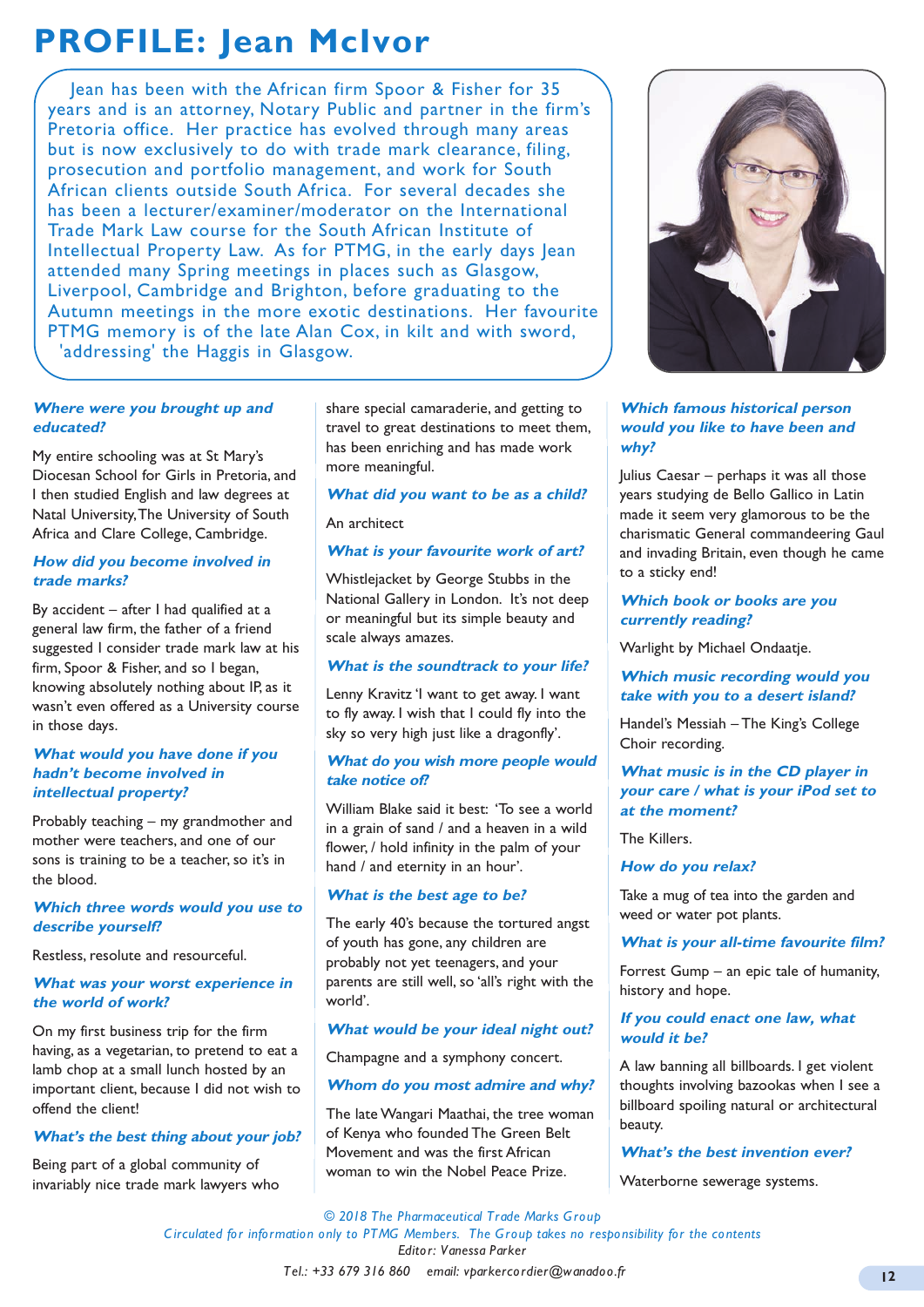# PROFILE: Jean McIvor

Jean has been with the African firm Spoor & Fisher for 35 years and is an attorney, Notary Public and partner in the firm's Pretoria office. Her practice has evolved through many areas but is now exclusively to do with trade mark clearance, filing, prosecution and portfolio management, and work for South African clients outside South Africa. For several decades she has been a lecturer/examiner/moderator on the International Trade Mark Law course for the South African Institute of Intellectual Property Law. As for PTMG, in the early days Jean attended many Spring meetings in places such as Glasgow, Liverpool, Cambridge and Brighton, before graduating to the Autumn meetings in the more exotic destinations. Her favourite PTMG memory is of the late Alan Cox, in kilt and with sword, 'addressing' the Haggis in Glasgow.

### *Where were you brought up and educated?*

My entire schooling was at St Mary's Diocesan School for Girls in Pretoria, and I then studied English and law degrees at Natal University, The University of South Africa and Clare College, Cambridge.

### *How did you become involved in trade marks?*

By accident – after I had qualified at a general law firm, the father of a friend suggested I consider trade mark law at his firm, Spoor & Fisher, and so I began, knowing absolutely nothing about IP, as it wasn't even offered as a University course in those days.

### *What would you have done if you hadn't become involved in intellectual property?*

Probably teaching – my grandmother and mother were teachers, and one of our sons is training to be a teacher, so it's in the blood.

### *Which three words would you use to describe yourself?*

Restless, resolute and resourceful.

### *What was your worst experience in the world of work?*

On my first business trip for the firm having, as a vegetarian, to pretend to eat a lamb chop at a small lunch hosted by an important client, because I did not wish to offend the client!

### *What's the best thing about your job?*

Being part of a global community of invariably nice trade mark lawyers who share special camaraderie, and getting to travel to great destinations to meet them, has been enriching and has made work more meaningful.

### *What did you want to be as a child?*

An architect

### *What is your favourite work of art?*

Whistlejacket by George Stubbs in the National Gallery in London. It's not deep or meaningful but its simple beauty and scale always amazes.

### *What is the soundtrack to your life?*

Lenny Kravitz 'I want to get away. I want to fly away. I wish that I could fly into the sky so very high just like a dragonfly'.

### *What do you wish more people would take notice of?*

William Blake said it best: 'To see a world in a grain of sand / and a heaven in a wild flower, / hold infinity in the palm of your hand / and eternity in an hour'.

### *What is the best age to be?*

The early 40's because the tortured angst of youth has gone, any children are probably not yet teenagers, and your parents are still well, so 'all's right with the world'.

### *What would be your ideal night out?*

Champagne and a symphony concert.

### *Whom do you most admire and why?*

The late Wangari Maathai, the tree woman of Kenya who founded The Green Belt Movement and was the first African woman to win the Nobel Peace Prize.

### *Which famous historical person would you like to have been and why?*

Julius Caesar – perhaps it was all those years studying de Bello Gallico in Latin made it seem very glamorous to be the charismatic General commandeering Gaul and invading Britain, even though he came to a sticky end!

### *Which book or books are you currently reading?*

Warlight by Michael Ondaatje.

### *Which music recording would you take with you to a desert island?*

Handel's Messiah – The King's College Choir recording.

### *What music is in the CD player in your care / what is your iPod set to at the moment?*

The Killers.

### *How do you relax?*

Take a mug of tea into the garden and weed or water pot plants.

### *What is your all-time favourite film?*

Forrest Gump – an epic tale of humanity, history and hope.

### *If you could enact one law, what would it be?*

A law banning all billboards. I get violent thoughts involving bazookas when I see a billboard spoiling natural or architectural beauty.

### *What's the best invention ever?*

Waterborne sewerage systems.

*© 2018 The Pharmaceutical Trade Marks Group*
*Circulated for information only to PTMG Members. The Group takes no responsibility for the contents*
*Editor: Vanessa Parker*
*Tel.: +33 679 316 860 email: vparkercordier@wanadoo.fr*